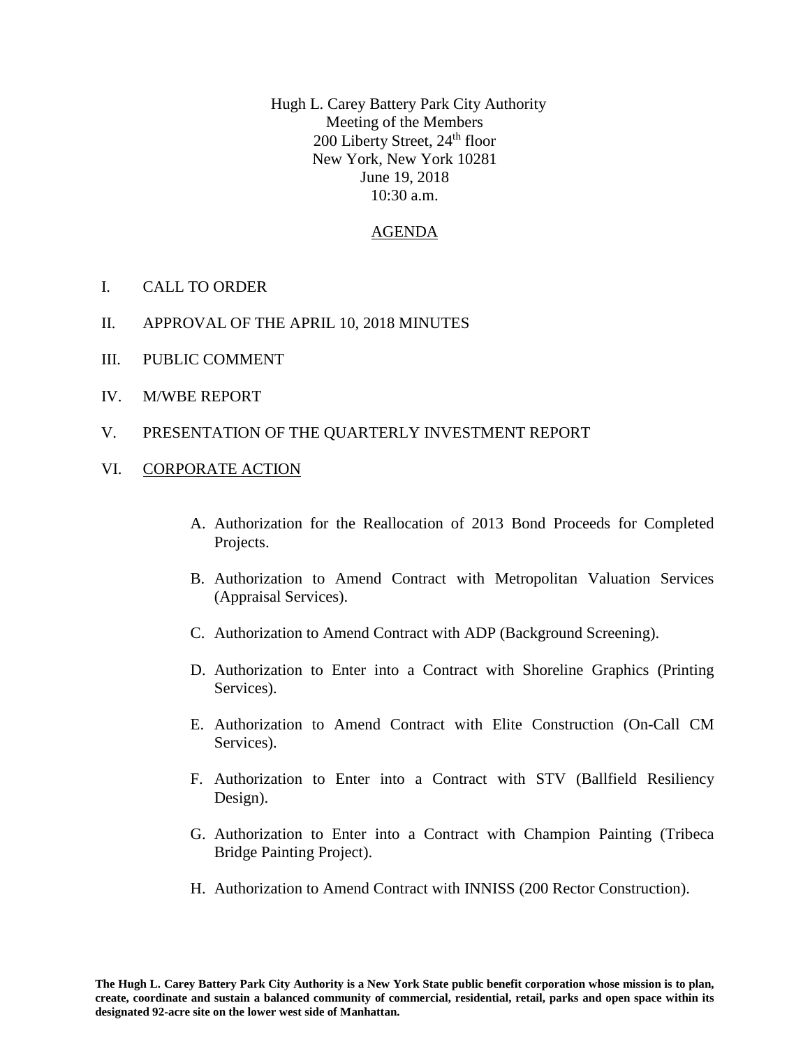Hugh L. Carey Battery Park City Authority
Meeting of the Members
200 Liberty Street, 24th floor
New York, New York 10281
June 19, 2018
10:30 a.m.

## AGENDA

I. CALL TO ORDER

II. APPROVAL OF THE APRIL 10, 2018 MINUTES

III. PUBLIC COMMENT

IV. M/WBE REPORT

V. PRESENTATION OF THE QUARTERLY INVESTMENT REPORT

VI. CORPORATE ACTION

A. Authorization for the Reallocation of 2013 Bond Proceeds for Completed Projects.

B. Authorization to Amend Contract with Metropolitan Valuation Services (Appraisal Services).

C. Authorization to Amend Contract with ADP (Background Screening).

D. Authorization to Enter into a Contract with Shoreline Graphics (Printing Services).

E. Authorization to Amend Contract with Elite Construction (On-Call CM Services).

F. Authorization to Enter into a Contract with STV (Ballfield Resiliency Design).

G. Authorization to Enter into a Contract with Champion Painting (Tribeca Bridge Painting Project).

H. Authorization to Amend Contract with INNISS (200 Rector Construction).

**The Hugh L. Carey Battery Park City Authority is a New York State public benefit corporation whose mission is to plan, create, coordinate and sustain a balanced community of commercial, residential, retail, parks and open space within its designated 92-acre site on the lower west side of Manhattan.**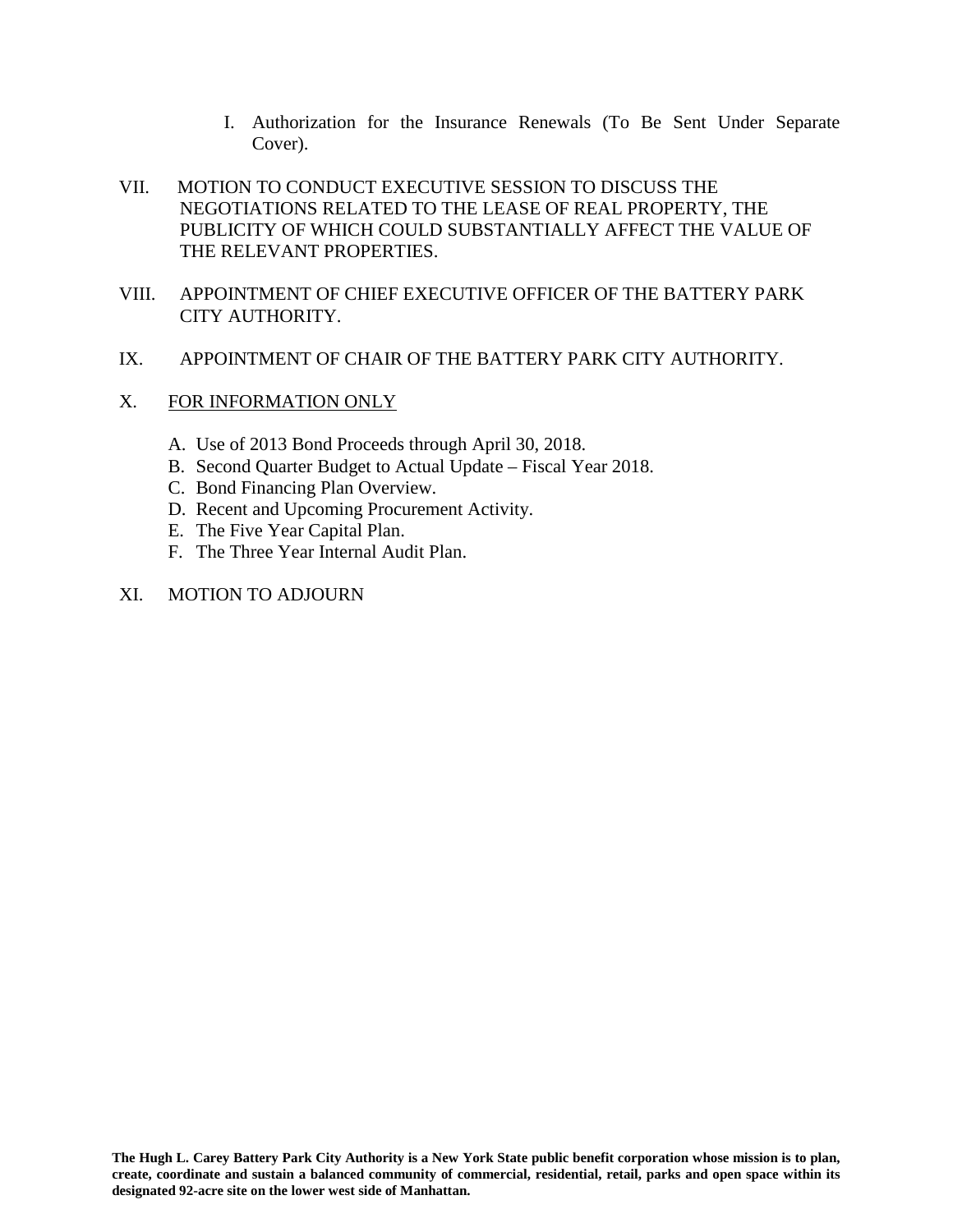I. Authorization for the Insurance Renewals (To Be Sent Under Separate Cover).

VII. MOTION TO CONDUCT EXECUTIVE SESSION TO DISCUSS THE NEGOTIATIONS RELATED TO THE LEASE OF REAL PROPERTY, THE PUBLICITY OF WHICH COULD SUBSTANTIALLY AFFECT THE VALUE OF THE RELEVANT PROPERTIES.

VIII. APPOINTMENT OF CHIEF EXECUTIVE OFFICER OF THE BATTERY PARK CITY AUTHORITY.

IX. APPOINTMENT OF CHAIR OF THE BATTERY PARK CITY AUTHORITY.

X. FOR INFORMATION ONLY

A. Use of 2013 Bond Proceeds through April 30, 2018.
B. Second Quarter Budget to Actual Update – Fiscal Year 2018.
C. Bond Financing Plan Overview.
D. Recent and Upcoming Procurement Activity.
E. The Five Year Capital Plan.
F. The Three Year Internal Audit Plan.

XI. MOTION TO ADJOURN

**The Hugh L. Carey Battery Park City Authority is a New York State public benefit corporation whose mission is to plan, create, coordinate and sustain a balanced community of commercial, residential, retail, parks and open space within its designated 92-acre site on the lower west side of Manhattan.**